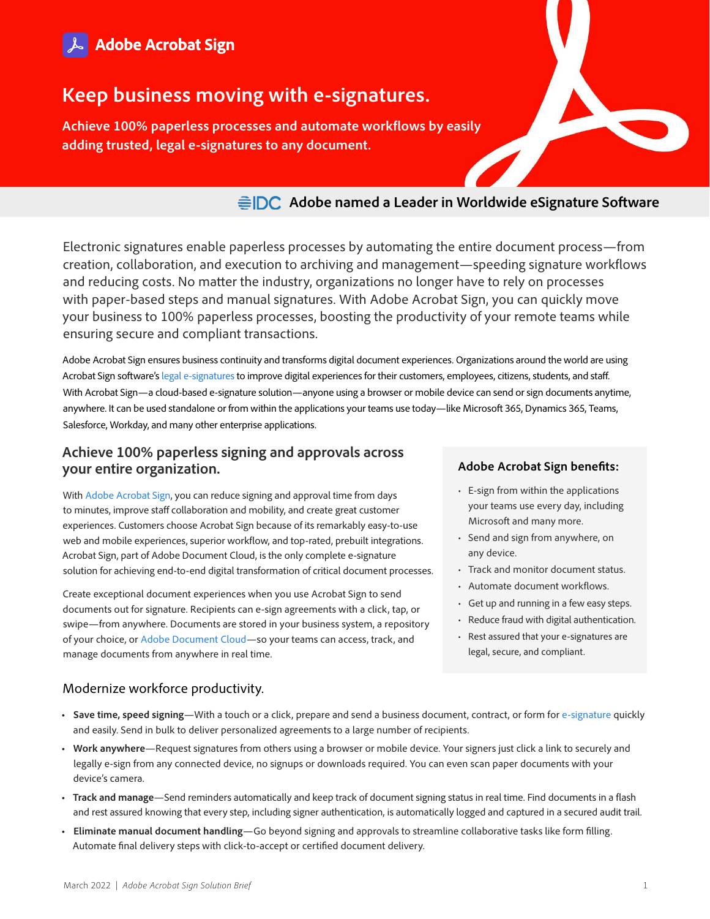# Adobe Acrobat Sign

## Keep business moving with e-signatures.

**Achieve 100% paperless processes and automate workflows by easily adding trusted, legal e-signatures to any document.**

**IDC Adobe named a Leader in Worldwide eSignature Software**

Electronic signatures enable paperless processes by automating the entire document process—from creation, collaboration, and execution to archiving and management—speeding signature workflows and reducing costs. No matter the industry, organizations no longer have to rely on processes with paper-based steps and manual signatures. With Adobe Acrobat Sign, you can quickly move your business to 100% paperless processes, boosting the productivity of your remote teams while ensuring secure and compliant transactions.

Adobe Acrobat Sign ensures business continuity and transforms digital document experiences. Organizations around the world are using Acrobat Sign software's legal e-signatures to improve digital experiences for their customers, employees, citizens, students, and staff. With Acrobat Sign—a cloud-based e-signature solution—anyone using a browser or mobile device can send or sign documents anytime, anywhere. It can be used standalone or from within the applications your teams use today—like Microsoft 365, Dynamics 365, Teams, Salesforce, Workday, and many other enterprise applications.

## Achieve 100% paperless signing and approvals across your entire organization.

With Adobe Acrobat Sign, you can reduce signing and approval time from days to minutes, improve staff collaboration and mobility, and create great customer experiences. Customers choose Acrobat Sign because of its remarkably easy-to-use web and mobile experiences, superior workflow, and top-rated, prebuilt integrations. Acrobat Sign, part of Adobe Document Cloud, is the only complete e-signature solution for achieving end-to-end digital transformation of critical document processes.

Create exceptional document experiences when you use Acrobat Sign to send documents out for signature. Recipients can e-sign agreements with a click, tap, or swipe—from anywhere. Documents are stored in your business system, a repository of your choice, or Adobe Document Cloud—so your teams can access, track, and manage documents from anywhere in real time.

### Adobe Acrobat Sign benefits:

- E-sign from within the applications your teams use every day, including Microsoft and many more.
- Send and sign from anywhere, on any device.
- Track and monitor document status.
- Automate document workflows.
- Get up and running in a few easy steps.
- Reduce fraud with digital authentication.
- Rest assured that your e-signatures are legal, secure, and compliant.

## Modernize workforce productivity.

- **Save time, speed signing**—With a touch or a click, prepare and send a business document, contract, or form for e-signature quickly and easily. Send in bulk to deliver personalized agreements to a large number of recipients.
- **Work anywhere**—Request signatures from others using a browser or mobile device. Your signers just click a link to securely and legally e-sign from any connected device, no signups or downloads required. You can even scan paper documents with your device's camera.
- **Track and manage**—Send reminders automatically and keep track of document signing status in real time. Find documents in a flash and rest assured knowing that every step, including signer authentication, is automatically logged and captured in a secured audit trail.
- **Eliminate manual document handling**—Go beyond signing and approvals to streamline collaborative tasks like form filling. Automate final delivery steps with click-to-accept or certified document delivery.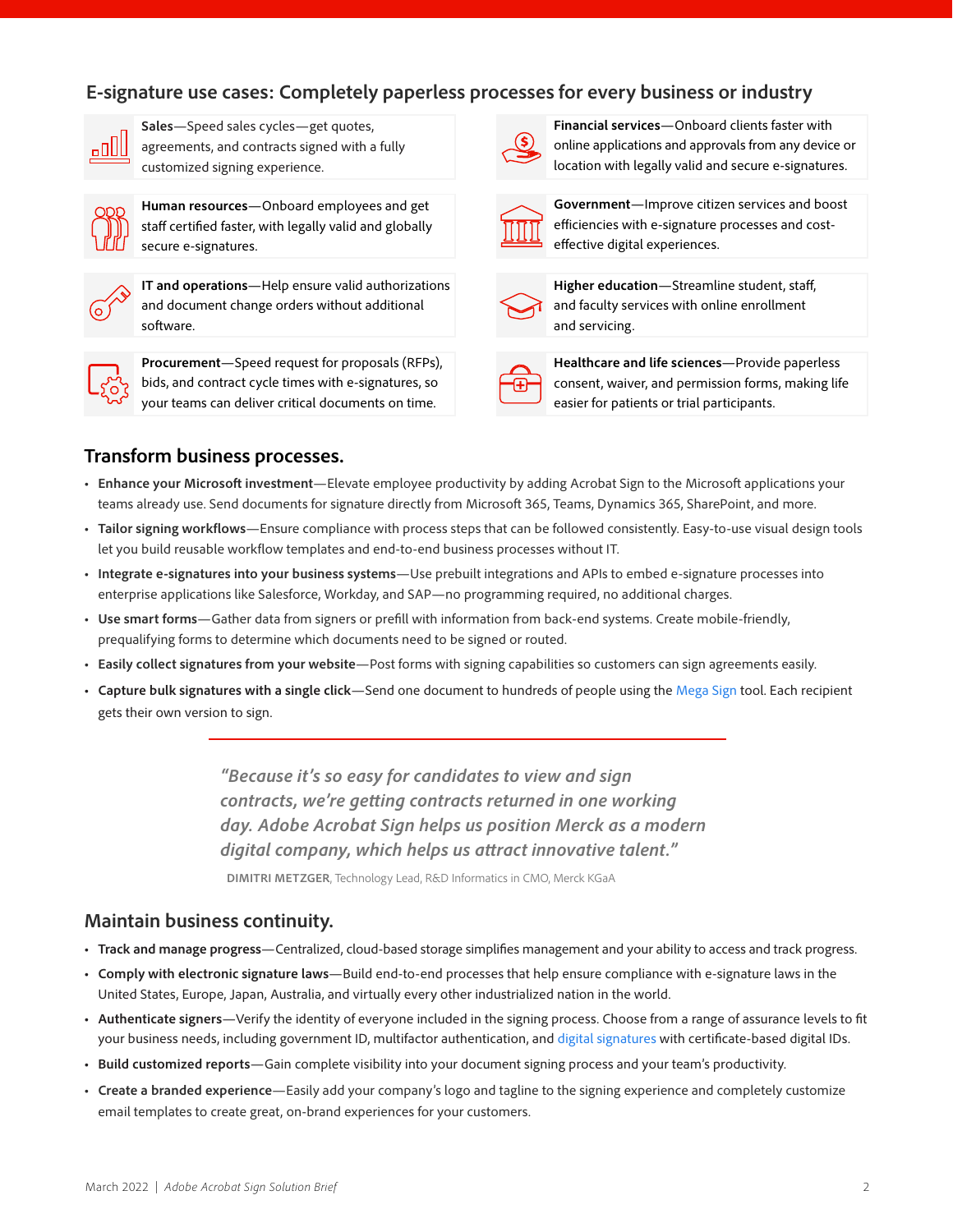## E-signature use cases: Completely paperless processes for every business or industry

**Sales**—Speed sales cycles—get quotes, agreements, and contracts signed with a fully customized signing experience.

**Human resources**—Onboard employees and get staff certified faster, with legally valid and globally secure e-signatures.

**IT and operations**—Help ensure valid authorizations and document change orders without additional software.

**Procurement**—Speed request for proposals (RFPs), bids, and contract cycle times with e-signatures, so your teams can deliver critical documents on time.

**Financial services**—Onboard clients faster with online applications and approvals from any device or location with legally valid and secure e-signatures.

**Government**—Improve citizen services and boost efficiencies with e-signature processes and cost-effective digital experiences.

**Higher education**—Streamline student, staff, and faculty services with online enrollment and servicing.

**Healthcare and life sciences**—Provide paperless consent, waiver, and permission forms, making life easier for patients or trial participants.

## Transform business processes.

- **Enhance your Microsoft investment**—Elevate employee productivity by adding Acrobat Sign to the Microsoft applications your teams already use. Send documents for signature directly from Microsoft 365, Teams, Dynamics 365, SharePoint, and more.
- **Tailor signing workflows**—Ensure compliance with process steps that can be followed consistently. Easy-to-use visual design tools let you build reusable workflow templates and end-to-end business processes without IT.
- **Integrate e-signatures into your business systems**—Use prebuilt integrations and APIs to embed e-signature processes into enterprise applications like Salesforce, Workday, and SAP—no programming required, no additional charges.
- **Use smart forms**—Gather data from signers or prefill with information from back-end systems. Create mobile-friendly, prequalifying forms to determine which documents need to be signed or routed.
- **Easily collect signatures from your website**—Post forms with signing capabilities so customers can sign agreements easily.
- **Capture bulk signatures with a single click**—Send one document to hundreds of people using the Mega Sign tool. Each recipient gets their own version to sign.

> *"Because it's so easy for candidates to view and sign contracts, we're getting contracts returned in one working day. Adobe Acrobat Sign helps us position Merck as a modern digital company, which helps us attract innovative talent."*
>
> **DIMITRI METZGER**, Technology Lead, R&D Informatics in CMO, Merck KGaA

## Maintain business continuity.

- **Track and manage progress**—Centralized, cloud-based storage simplifies management and your ability to access and track progress.
- **Comply with electronic signature laws**—Build end-to-end processes that help ensure compliance with e-signature laws in the United States, Europe, Japan, Australia, and virtually every other industrialized nation in the world.
- **Authenticate signers**—Verify the identity of everyone included in the signing process. Choose from a range of assurance levels to fit your business needs, including government ID, multifactor authentication, and digital signatures with certificate-based digital IDs.
- **Build customized reports**—Gain complete visibility into your document signing process and your team's productivity.
- **Create a branded experience**—Easily add your company's logo and tagline to the signing experience and completely customize email templates to create great, on-brand experiences for your customers.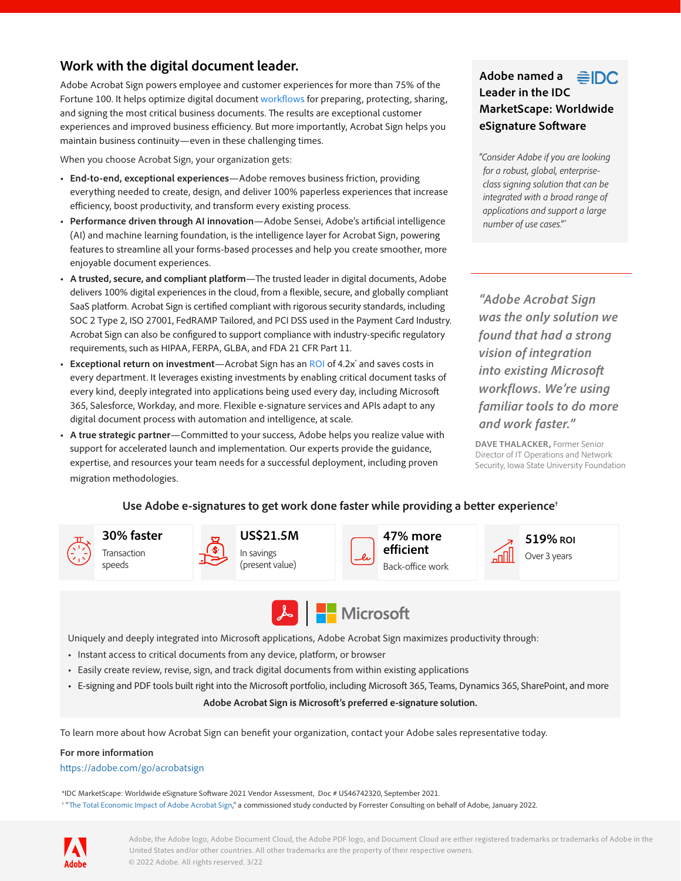## Work with the digital document leader.

Adobe Acrobat Sign powers employee and customer experiences for more than 75% of the Fortune 100. It helps optimize digital document workflows for preparing, protecting, sharing, and signing the most critical business documents. The results are exceptional customer experiences and improved business efficiency. But more importantly, Acrobat Sign helps you maintain business continuity—even in these challenging times.

When you choose Acrobat Sign, your organization gets:

- **End-to-end, exceptional experiences**—Adobe removes business friction, providing everything needed to create, design, and deliver 100% paperless experiences that increase efficiency, boost productivity, and transform every existing process.
- **Performance driven through AI innovation**—Adobe Sensei, Adobe's artificial intelligence (AI) and machine learning foundation, is the intelligence layer for Acrobat Sign, powering features to streamline all your forms-based processes and help you create smoother, more enjoyable document experiences.
- **A trusted, secure, and compliant platform**—The trusted leader in digital documents, Adobe delivers 100% digital experiences in the cloud, from a flexible, secure, and globally compliant SaaS platform. Acrobat Sign is certified compliant with rigorous security standards, including SOC 2 Type 2, ISO 27001, FedRAMP Tailored, and PCI DSS used in the Payment Card Industry. Acrobat Sign can also be configured to support compliance with industry-specific regulatory requirements, such as HIPAA, FERPA, GLBA, and FDA 21 CFR Part 11.
- **Exceptional return on investment**—Acrobat Sign has an ROI of 4.2x* and saves costs in every department. It leverages existing investments by enabling critical document tasks of every kind, deeply integrated into applications being used every day, including Microsoft 365, Salesforce, Workday, and more. Flexible e-signature services and APIs adapt to any digital document process with automation and intelligence, at scale.
- **A true strategic partner**—Committed to your success, Adobe helps you realize value with support for accelerated launch and implementation. Our experts provide the guidance, expertise, and resources your team needs for a successful deployment, including proven migration methodologies.

**Adobe named a Leader in the IDC MarketScape: Worldwide eSignature Software**

*"Consider Adobe if you are looking for a robust, global, enterprise-class signing solution that can be integrated with a broad range of applications and support a large number of use cases."**

*"Adobe Acrobat Sign was the only solution we found that had a strong vision of integration into existing Microsoft workflows. We're using familiar tools to do more and work faster."*

**DAVE THALACKER,** Former Senior Director of IT Operations and Network Security, Iowa State University Foundation

### Use Adobe e-signatures to get work done faster while providing a better experience†

**30% faster**
Transaction speeds

**US$21.5M**
In savings (present value)

**47% more efficient**
Back-office work

**519% ROI**
Over 3 years

Microsoft

Uniquely and deeply integrated into Microsoft applications, Adobe Acrobat Sign maximizes productivity through:

- Instant access to critical documents from any device, platform, or browser
- Easily create review, revise, sign, and track digital documents from within existing applications
- E-signing and PDF tools built right into the Microsoft portfolio, including Microsoft 365, Teams, Dynamics 365, SharePoint, and more

**Adobe Acrobat Sign is Microsoft's preferred e-signature solution.**

To learn more about how Acrobat Sign can benefit your organization, contact your Adobe sales representative today.

**For more information**

https://adobe.com/go/acrobatsign

*IDC MarketScape: Worldwide eSignature Software 2021 Vendor Assessment, Doc # US46742320, September 2021.

† "The Total Economic Impact of Adobe Acrobat Sign," a commissioned study conducted by Forrester Consulting on behalf of Adobe, January 2022.

Adobe, the Adobe logo, Adobe Document Cloud, the Adobe PDF logo, and Document Cloud are either registered trademarks or trademarks of Adobe in the United States and/or other countries. All other trademarks are the property of their respective owners.

© 2022 Adobe. All rights reserved. 3/22